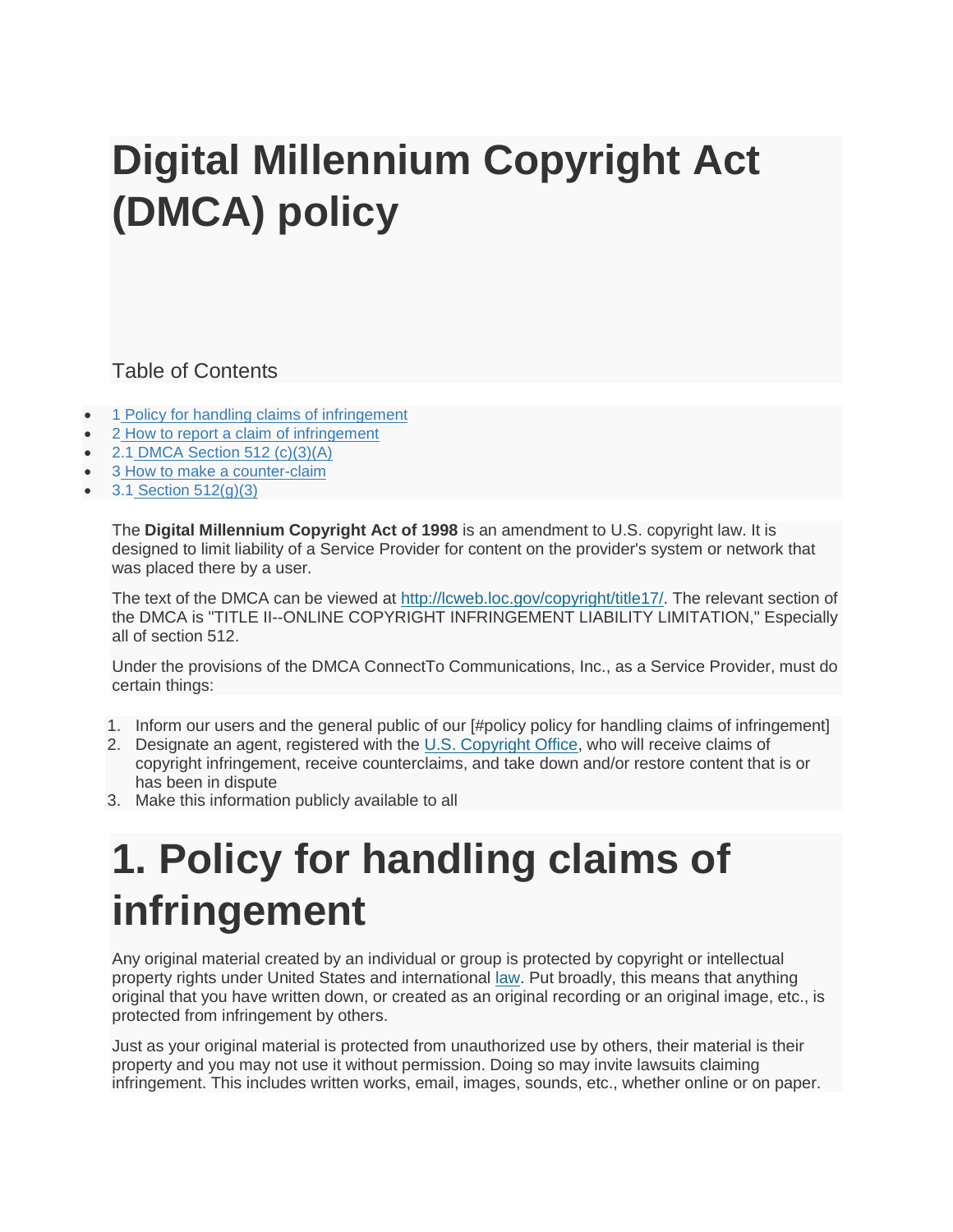# Digital Millennium Copyright Act (DMCA) policy

Table of Contents

- 1 Policy for handling claims of infringement
- 2 How to report a claim of infringement
- 2.1 DMCA Section 512 (c)(3)(A)
- 3 How to make a counter-claim
- 3.1 Section 512(g)(3)

The **Digital Millennium Copyright Act of 1998** is an amendment to U.S. copyright law. It is designed to limit liability of a Service Provider for content on the provider's system or network that was placed there by a user.

The text of the DMCA can be viewed at http://lcweb.loc.gov/copyright/title17/. The relevant section of the DMCA is "TITLE II--ONLINE COPYRIGHT INFRINGEMENT LIABILITY LIMITATION," Especially all of section 512.

Under the provisions of the DMCA ConnectTo Communications, Inc., as a Service Provider, must do certain things:

1. Inform our users and the general public of our [#policy policy for handling claims of infringement]
2. Designate an agent, registered with the U.S. Copyright Office, who will receive claims of copyright infringement, receive counterclaims, and take down and/or restore content that is or has been in dispute
3. Make this information publicly available to all

# 1. Policy for handling claims of infringement

Any original material created by an individual or group is protected by copyright or intellectual property rights under United States and international law. Put broadly, this means that anything original that you have written down, or created as an original recording or an original image, etc., is protected from infringement by others.

Just as your original material is protected from unauthorized use by others, their material is their property and you may not use it without permission. Doing so may invite lawsuits claiming infringement. This includes written works, email, images, sounds, etc., whether online or on paper.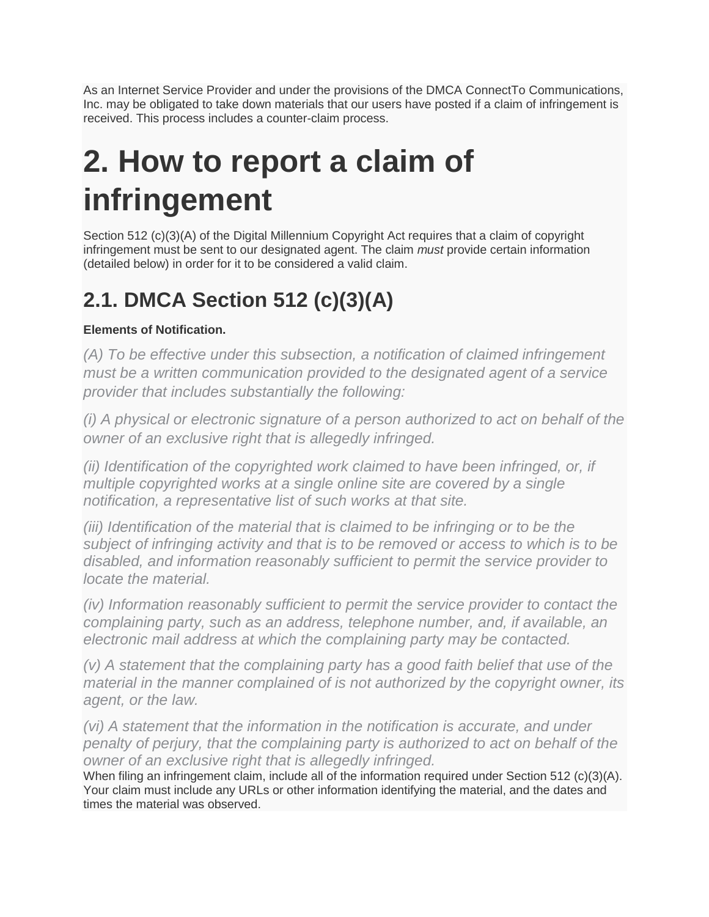As an Internet Service Provider and under the provisions of the DMCA ConnectTo Communications, Inc. may be obligated to take down materials that our users have posted if a claim of infringement is received. This process includes a counter-claim process.

# 2. How to report a claim of infringement

Section 512 (c)(3)(A) of the Digital Millennium Copyright Act requires that a claim of copyright infringement must be sent to our designated agent. The claim *must* provide certain information (detailed below) in order for it to be considered a valid claim.

## 2.1. DMCA Section 512 (c)(3)(A)

**Elements of Notification.**

*(A) To be effective under this subsection, a notification of claimed infringement must be a written communication provided to the designated agent of a service provider that includes substantially the following:*

*(i) A physical or electronic signature of a person authorized to act on behalf of the owner of an exclusive right that is allegedly infringed.*

*(ii) Identification of the copyrighted work claimed to have been infringed, or, if multiple copyrighted works at a single online site are covered by a single notification, a representative list of such works at that site.*

*(iii) Identification of the material that is claimed to be infringing or to be the subject of infringing activity and that is to be removed or access to which is to be disabled, and information reasonably sufficient to permit the service provider to locate the material.*

*(iv) Information reasonably sufficient to permit the service provider to contact the complaining party, such as an address, telephone number, and, if available, an electronic mail address at which the complaining party may be contacted.*

*(v) A statement that the complaining party has a good faith belief that use of the material in the manner complained of is not authorized by the copyright owner, its agent, or the law.*

*(vi) A statement that the information in the notification is accurate, and under penalty of perjury, that the complaining party is authorized to act on behalf of the owner of an exclusive right that is allegedly infringed.*

When filing an infringement claim, include all of the information required under Section 512 (c)(3)(A). Your claim must include any URLs or other information identifying the material, and the dates and times the material was observed.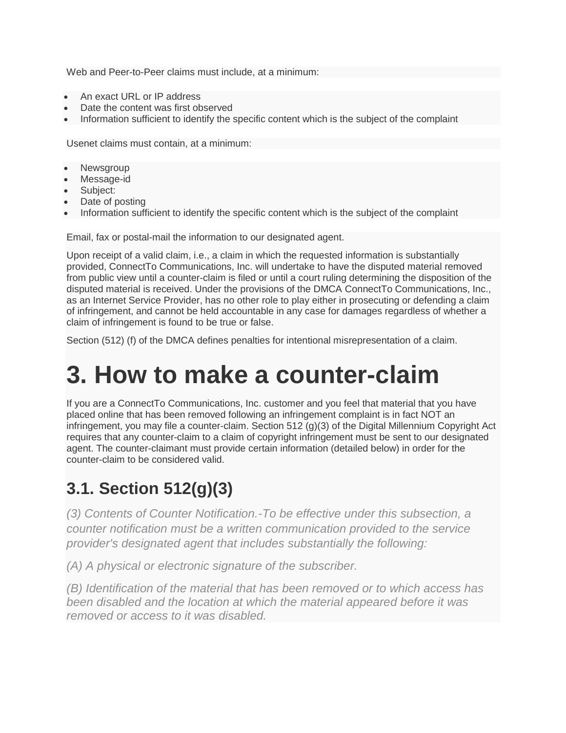Web and Peer-to-Peer claims must include, at a minimum:

- An exact URL or IP address
- Date the content was first observed
- Information sufficient to identify the specific content which is the subject of the complaint

Usenet claims must contain, at a minimum:

- Newsgroup
- Message-id
- Subject:
- Date of posting
- Information sufficient to identify the specific content which is the subject of the complaint

Email, fax or postal-mail the information to our designated agent.

Upon receipt of a valid claim, i.e., a claim in which the requested information is substantially provided, ConnectTo Communications, Inc. will undertake to have the disputed material removed from public view until a counter-claim is filed or until a court ruling determining the disposition of the disputed material is received. Under the provisions of the DMCA ConnectTo Communications, Inc., as an Internet Service Provider, has no other role to play either in prosecuting or defending a claim of infringement, and cannot be held accountable in any case for damages regardless of whether a claim of infringement is found to be true or false.

Section (512) (f) of the DMCA defines penalties for intentional misrepresentation of a claim.

# 3. How to make a counter-claim

If you are a ConnectTo Communications, Inc. customer and you feel that material that you have placed online that has been removed following an infringement complaint is in fact NOT an infringement, you may file a counter-claim. Section 512 (g)(3) of the Digital Millennium Copyright Act requires that any counter-claim to a claim of copyright infringement must be sent to our designated agent. The counter-claimant must provide certain information (detailed below) in order for the counter-claim to be considered valid.

## 3.1. Section 512(g)(3)

*(3) Contents of Counter Notification.-To be effective under this subsection, a counter notification must be a written communication provided to the service provider's designated agent that includes substantially the following:*

*(A) A physical or electronic signature of the subscriber.*

*(B) Identification of the material that has been removed or to which access has been disabled and the location at which the material appeared before it was removed or access to it was disabled.*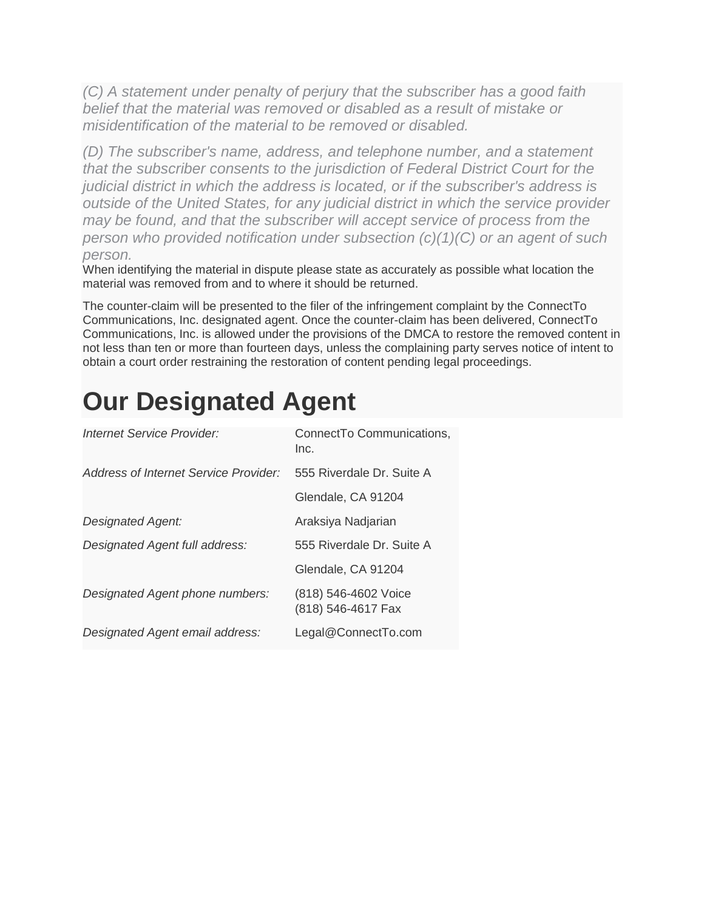*(C) A statement under penalty of perjury that the subscriber has a good faith belief that the material was removed or disabled as a result of mistake or misidentification of the material to be removed or disabled.*

*(D) The subscriber's name, address, and telephone number, and a statement that the subscriber consents to the jurisdiction of Federal District Court for the judicial district in which the address is located, or if the subscriber's address is outside of the United States, for any judicial district in which the service provider may be found, and that the subscriber will accept service of process from the person who provided notification under subsection (c)(1)(C) or an agent of such person.*

When identifying the material in dispute please state as accurately as possible what location the material was removed from and to where it should be returned.

The counter-claim will be presented to the filer of the infringement complaint by the ConnectTo Communications, Inc. designated agent. Once the counter-claim has been delivered, ConnectTo Communications, Inc. is allowed under the provisions of the DMCA to restore the removed content in not less than ten or more than fourteen days, unless the complaining party serves notice of intent to obtain a court order restraining the restoration of content pending legal proceedings.

# Our Designated Agent

| | |
|---|---|
| *Internet Service Provider:* | ConnectTo Communications, Inc. |
| *Address of Internet Service Provider:* | 555 Riverdale Dr. Suite A<br>Glendale, CA 91204 |
| *Designated Agent:* | Araksiya Nadjarian |
| *Designated Agent full address:* | 555 Riverdale Dr. Suite A<br>Glendale, CA 91204 |
| *Designated Agent phone numbers:* | (818) 546-4602 Voice<br>(818) 546-4617 Fax |
| *Designated Agent email address:* | Legal@ConnectTo.com |